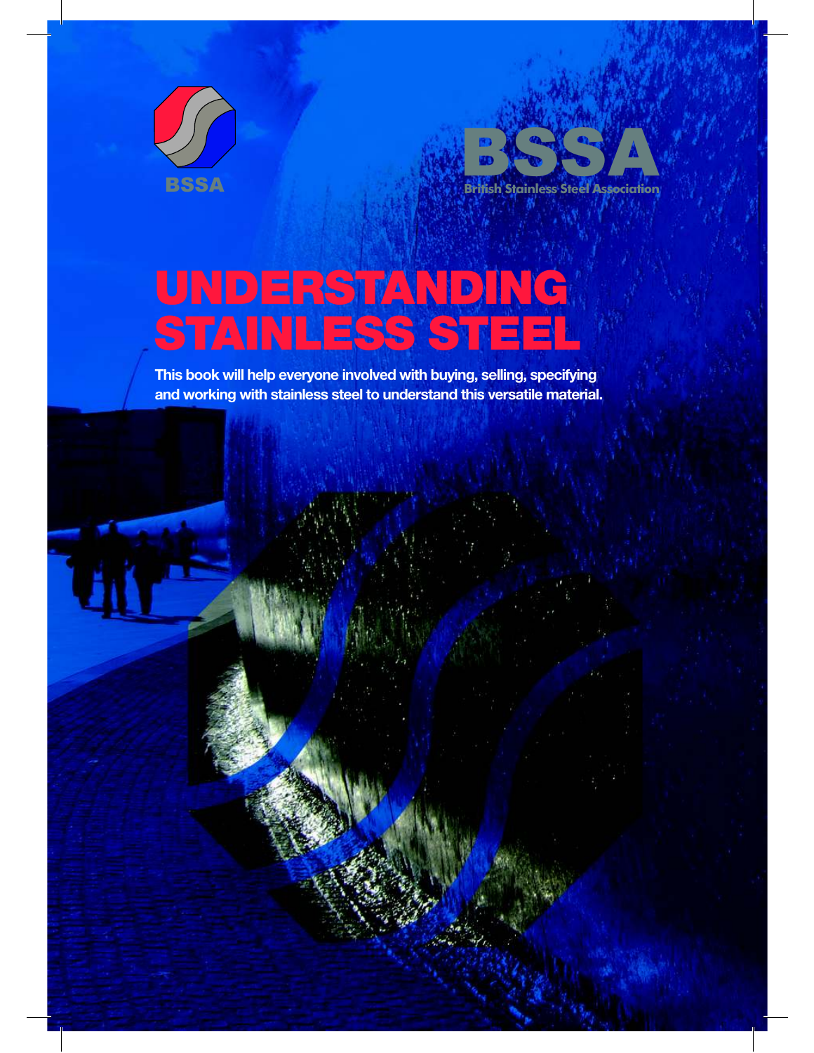BSSA

BSSA

British Stainless Steel Association

# UNDERSTANDING STAINLESS STEEL

**This book will help everyone involved with buying, selling, specifying and working with stainless steel to understand this versatile material.**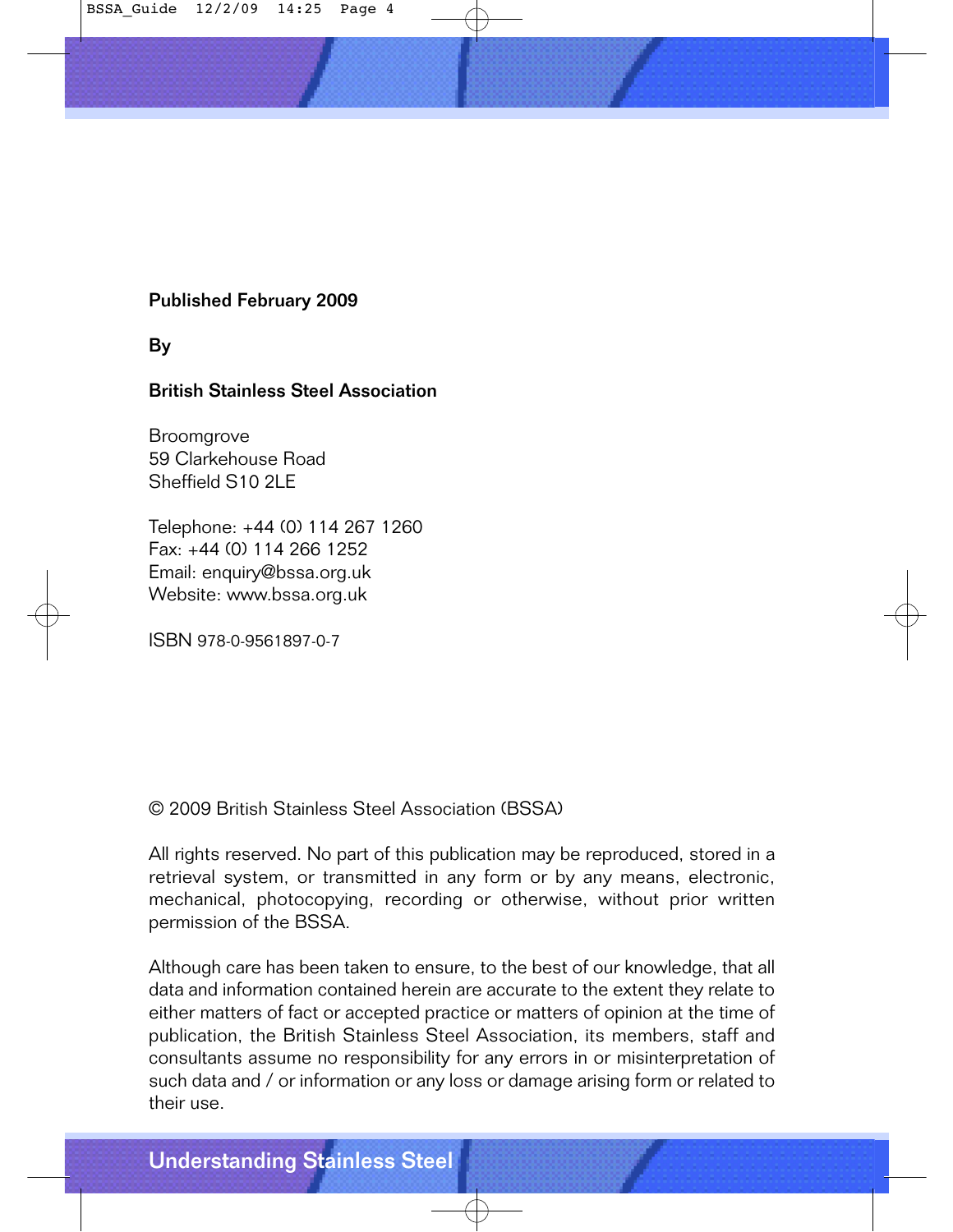**Published February 2009**

**By**

**British Stainless Steel Association**

Broomgrove  
59 Clarkehouse Road  
Sheffield S10 2LE

Telephone: +44 (0) 114 267 1260  
Fax: +44 (0) 114 266 1252  
Email: enquiry@bssa.org.uk  
Website: www.bssa.org.uk

ISBN 978-0-9561897-0-7

© 2009 British Stainless Steel Association (BSSA)

All rights reserved. No part of this publication may be reproduced, stored in a retrieval system, or transmitted in any form or by any means, electronic, mechanical, photocopying, recording or otherwise, without prior written permission of the BSSA.

Although care has been taken to ensure, to the best of our knowledge, that all data and information contained herein are accurate to the extent they relate to either matters of fact or accepted practice or matters of opinion at the time of publication, the British Stainless Steel Association, its members, staff and consultants assume no responsibility for any errors in or misinterpretation of such data and / or information or any loss or damage arising form or related to their use.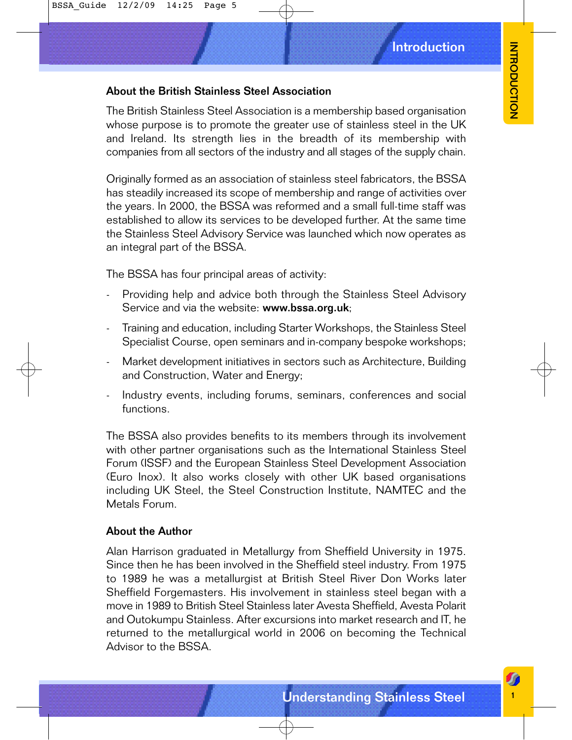## About the British Stainless Steel Association

The British Stainless Steel Association is a membership based organisation whose purpose is to promote the greater use of stainless steel in the UK and Ireland. Its strength lies in the breadth of its membership with companies from all sectors of the industry and all stages of the supply chain.

Originally formed as an association of stainless steel fabricators, the BSSA has steadily increased its scope of membership and range of activities over the years. In 2000, the BSSA was reformed and a small full-time staff was established to allow its services to be developed further. At the same time the Stainless Steel Advisory Service was launched which now operates as an integral part of the BSSA.

The BSSA has four principal areas of activity:

- Providing help and advice both through the Stainless Steel Advisory Service and via the website: **www.bssa.org.uk**;
- Training and education, including Starter Workshops, the Stainless Steel Specialist Course, open seminars and in-company bespoke workshops;
- Market development initiatives in sectors such as Architecture, Building and Construction, Water and Energy;
- Industry events, including forums, seminars, conferences and social functions.

The BSSA also provides benefits to its members through its involvement with other partner organisations such as the International Stainless Steel Forum (ISSF) and the European Stainless Steel Development Association (Euro Inox). It also works closely with other UK based organisations including UK Steel, the Steel Construction Institute, NAMTEC and the Metals Forum.

## About the Author

Alan Harrison graduated in Metallurgy from Sheffield University in 1975. Since then he has been involved in the Sheffield steel industry. From 1975 to 1989 he was a metallurgist at British Steel River Don Works later Sheffield Forgemasters. His involvement in stainless steel began with a move in 1989 to British Steel Stainless later Avesta Sheffield, Avesta Polarit and Outokumpu Stainless. After excursions into market research and IT, he returned to the metallurgical world in 2006 on becoming the Technical Advisor to the BSSA.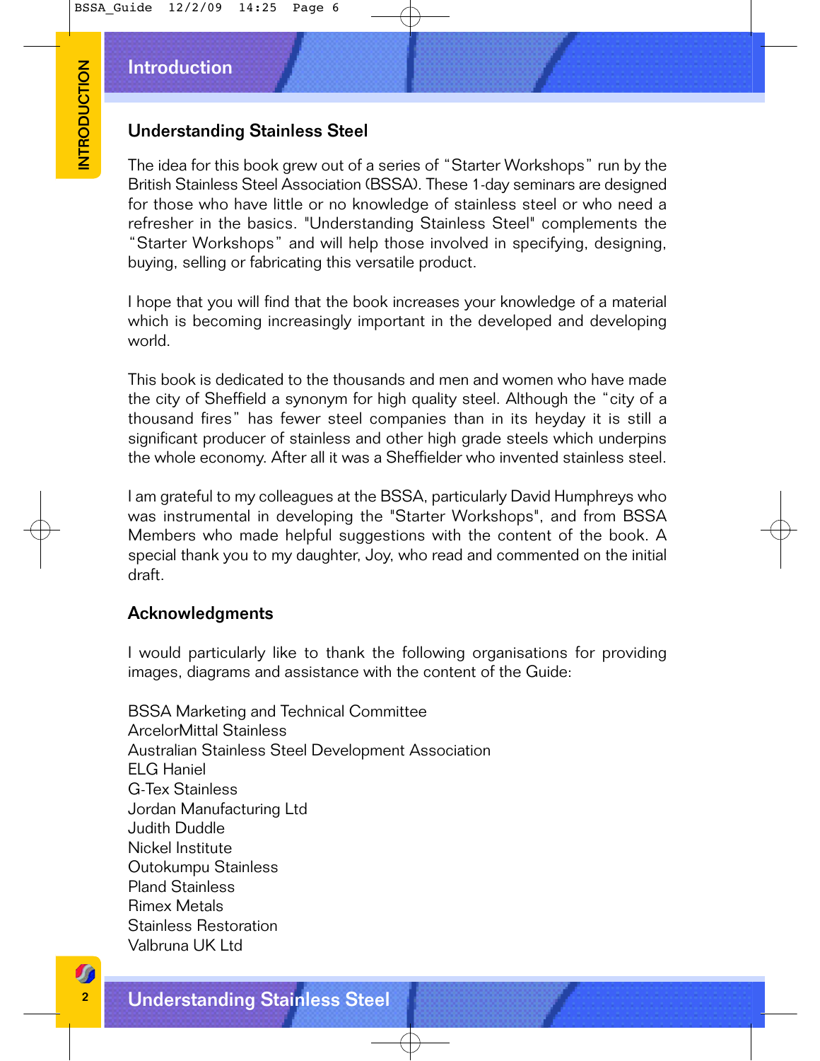# Introduction

## Understanding Stainless Steel

The idea for this book grew out of a series of "Starter Workshops" run by the British Stainless Steel Association (BSSA). These 1-day seminars are designed for those who have little or no knowledge of stainless steel or who need a refresher in the basics. "Understanding Stainless Steel" complements the "Starter Workshops" and will help those involved in specifying, designing, buying, selling or fabricating this versatile product.

I hope that you will find that the book increases your knowledge of a material which is becoming increasingly important in the developed and developing world.

This book is dedicated to the thousands and men and women who have made the city of Sheffield a synonym for high quality steel. Although the "city of a thousand fires" has fewer steel companies than in its heyday it is still a significant producer of stainless and other high grade steels which underpins the whole economy. After all it was a Sheffielder who invented stainless steel.

I am grateful to my colleagues at the BSSA, particularly David Humphreys who was instrumental in developing the "Starter Workshops", and from BSSA Members who made helpful suggestions with the content of the book. A special thank you to my daughter, Joy, who read and commented on the initial draft.

## Acknowledgments

I would particularly like to thank the following organisations for providing images, diagrams and assistance with the content of the Guide:

BSSA Marketing and Technical Committee
ArcelorMittal Stainless
Australian Stainless Steel Development Association
ELG Haniel
G-Tex Stainless
Jordan Manufacturing Ltd
Judith Duddle
Nickel Institute
Outokumpu Stainless
Pland Stainless
Rimex Metals
Stainless Restoration
Valbruna UK Ltd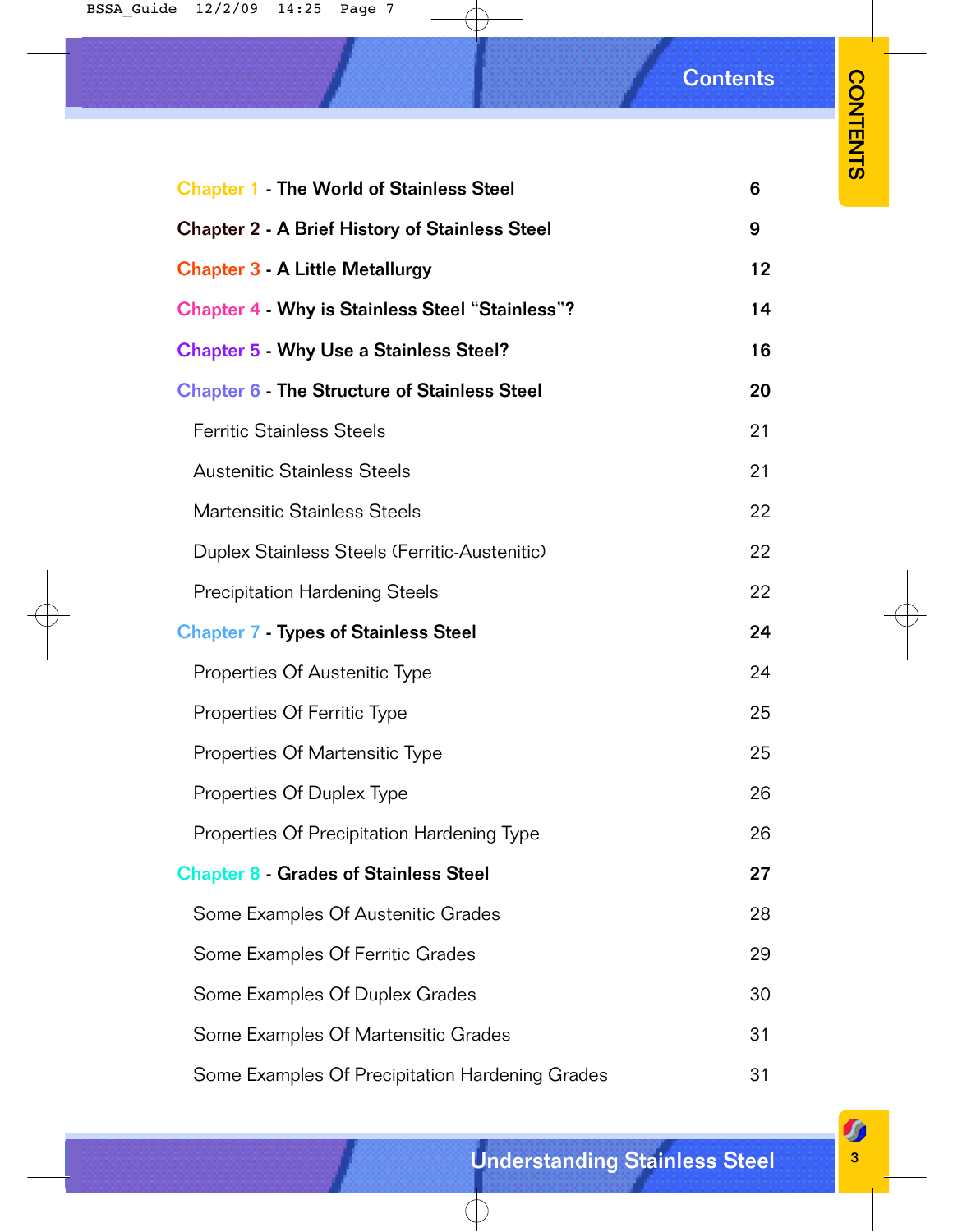# Contents

| | |
|---|---|
| **Chapter 1 - The World of Stainless Steel** | **6** |
| **Chapter 2 - A Brief History of Stainless Steel** | **9** |
| **Chapter 3 - A Little Metallurgy** | **12** |
| **Chapter 4 - Why is Stainless Steel "Stainless"?** | **14** |
| **Chapter 5 - Why Use a Stainless Steel?** | **16** |
| **Chapter 6 - The Structure of Stainless Steel** | **20** |
| Ferritic Stainless Steels | 21 |
| Austenitic Stainless Steels | 21 |
| Martensitic Stainless Steels | 22 |
| Duplex Stainless Steels (Ferritic-Austenitic) | 22 |
| Precipitation Hardening Steels | 22 |
| **Chapter 7 - Types of Stainless Steel** | **24** |
| Properties Of Austenitic Type | 24 |
| Properties Of Ferritic Type | 25 |
| Properties Of Martensitic Type | 25 |
| Properties Of Duplex Type | 26 |
| Properties Of Precipitation Hardening Type | 26 |
| **Chapter 8 - Grades of Stainless Steel** | **27** |
| Some Examples Of Austenitic Grades | 28 |
| Some Examples Of Ferritic Grades | 29 |
| Some Examples Of Duplex Grades | 30 |
| Some Examples Of Martensitic Grades | 31 |
| Some Examples Of Precipitation Hardening Grades | 31 |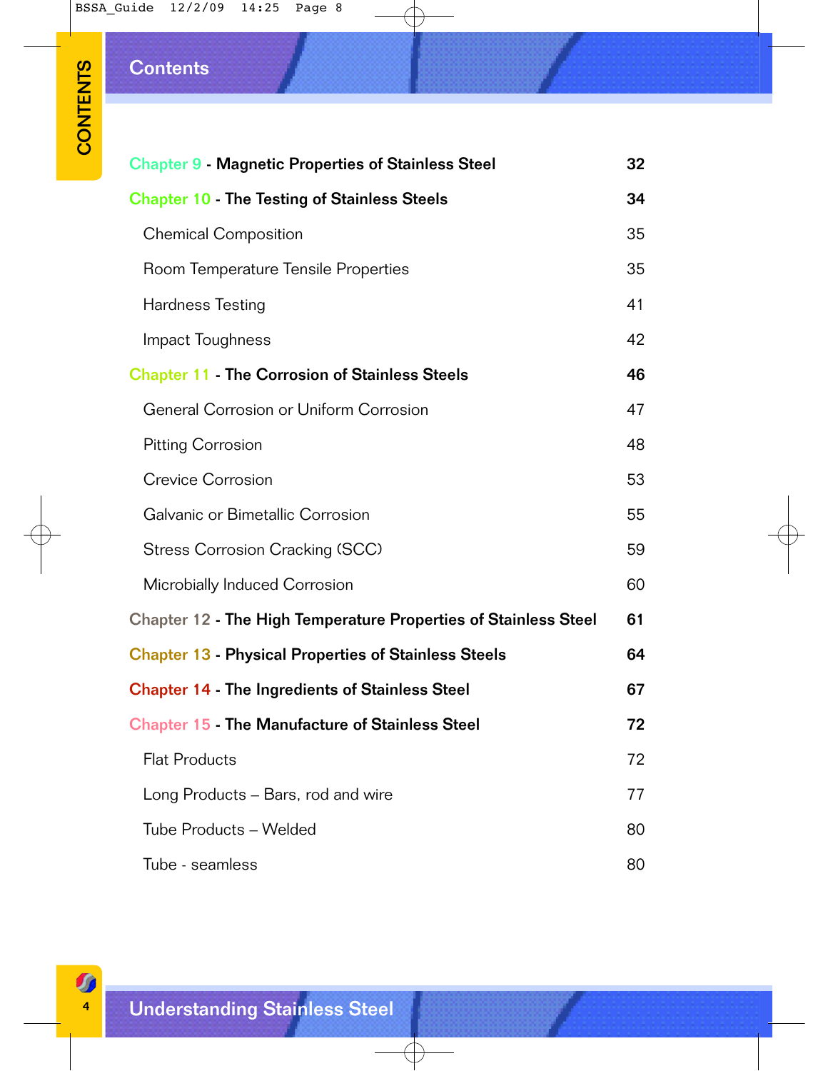# Contents

| | |
|---|---|
| **Chapter 9 - Magnetic Properties of Stainless Steel** | **32** |
| **Chapter 10 - The Testing of Stainless Steels** | **34** |
| Chemical Composition | 35 |
| Room Temperature Tensile Properties | 35 |
| Hardness Testing | 41 |
| Impact Toughness | 42 |
| **Chapter 11 - The Corrosion of Stainless Steels** | **46** |
| General Corrosion or Uniform Corrosion | 47 |
| Pitting Corrosion | 48 |
| Crevice Corrosion | 53 |
| Galvanic or Bimetallic Corrosion | 55 |
| Stress Corrosion Cracking (SCC) | 59 |
| Microbially Induced Corrosion | 60 |
| **Chapter 12 - The High Temperature Properties of Stainless Steel** | **61** |
| **Chapter 13 - Physical Properties of Stainless Steels** | **64** |
| **Chapter 14 - The Ingredients of Stainless Steel** | **67** |
| **Chapter 15 - The Manufacture of Stainless Steel** | **72** |
| Flat Products | 72 |
| Long Products – Bars, rod and wire | 77 |
| Tube Products – Welded | 80 |
| Tube - seamless | 80 |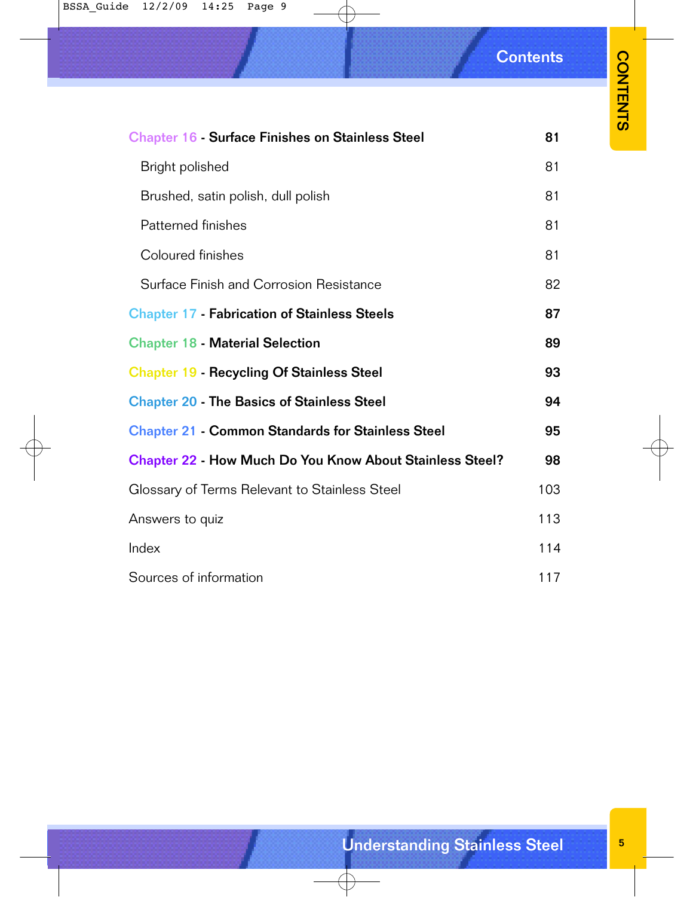# Contents

| | |
|---|---|
| **Chapter 16 - Surface Finishes on Stainless Steel** | **81** |
| Bright polished | 81 |
| Brushed, satin polish, dull polish | 81 |
| Patterned finishes | 81 |
| Coloured finishes | 81 |
| Surface Finish and Corrosion Resistance | 82 |
| **Chapter 17 - Fabrication of Stainless Steels** | **87** |
| **Chapter 18 - Material Selection** | **89** |
| **Chapter 19 - Recycling Of Stainless Steel** | **93** |
| **Chapter 20 - The Basics of Stainless Steel** | **94** |
| **Chapter 21 - Common Standards for Stainless Steel** | **95** |
| **Chapter 22 - How Much Do You Know About Stainless Steel?** | **98** |
| Glossary of Terms Relevant to Stainless Steel | 103 |
| Answers to quiz | 113 |
| Index | 114 |
| Sources of information | 117 |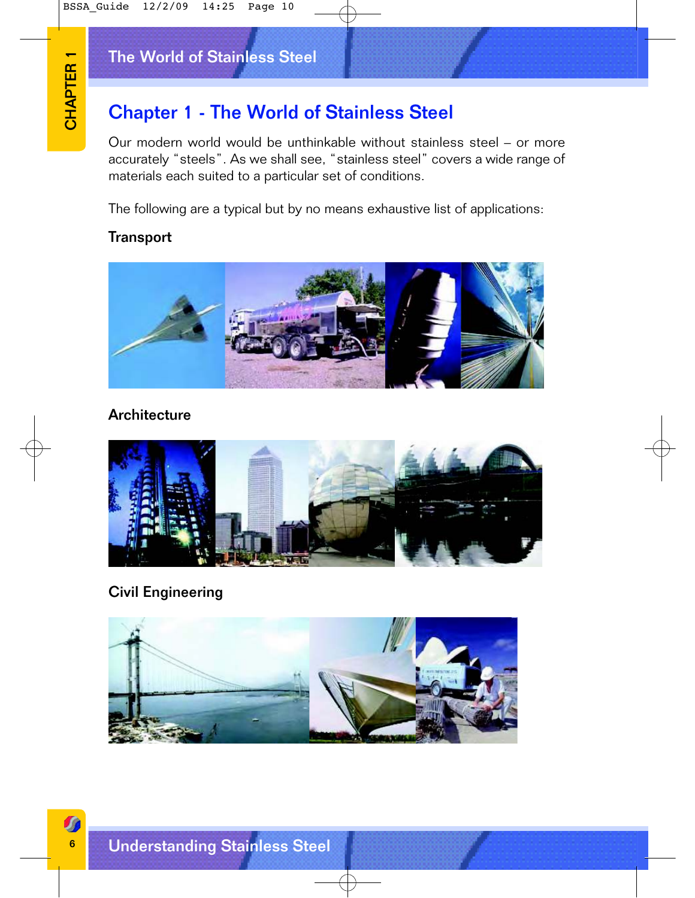# Chapter 1 - The World of Stainless Steel

Our modern world would be unthinkable without stainless steel – or more accurately "steels". As we shall see, "stainless steel" covers a wide range of materials each suited to a particular set of conditions.

The following are a typical but by no means exhaustive list of applications:

### Transport

### Architecture

### Civil Engineering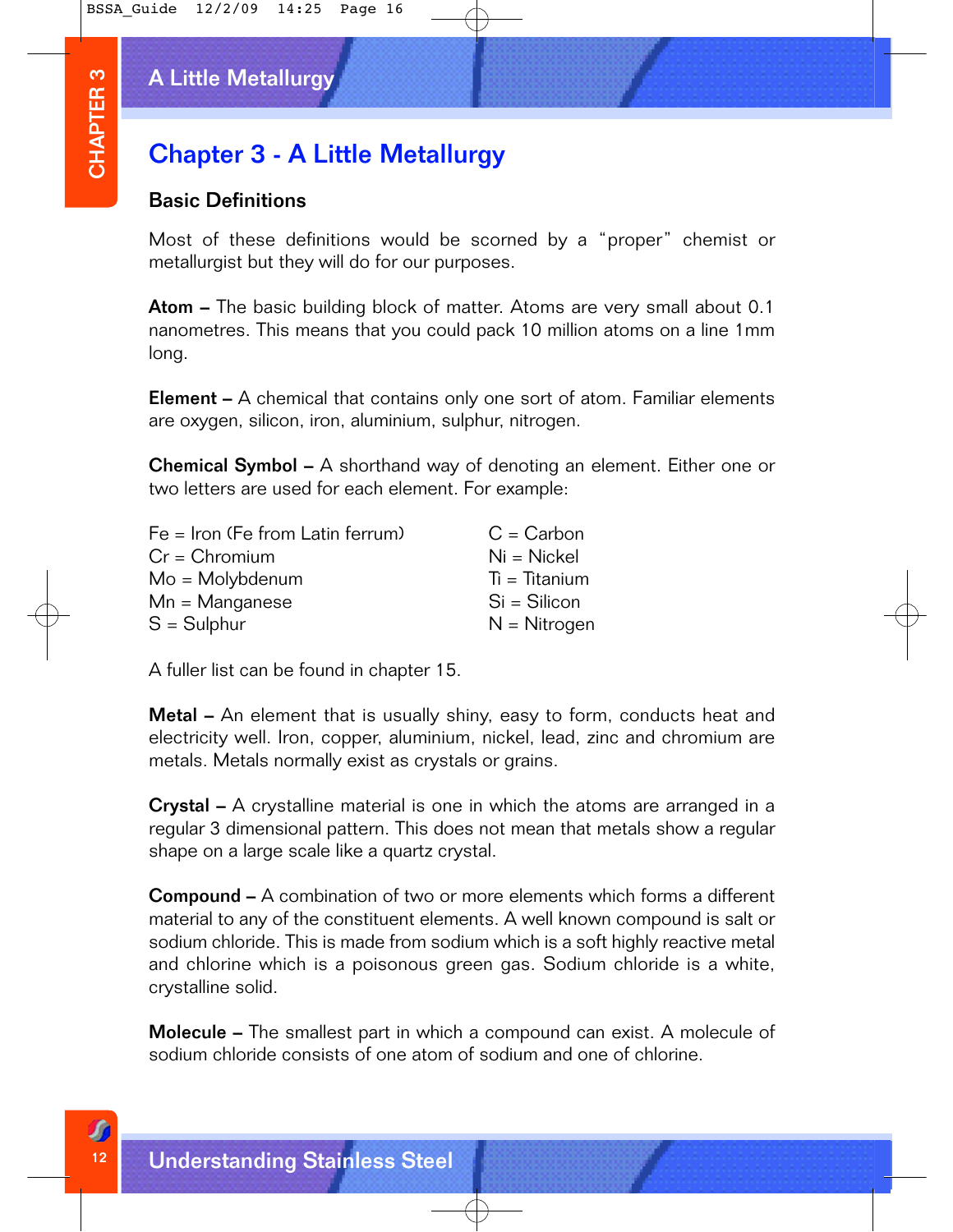# Chapter 3 - A Little Metallurgy

## Basic Definitions

Most of these definitions would be scorned by a "proper" chemist or metallurgist but they will do for our purposes.

**Atom –** The basic building block of matter. Atoms are very small about 0.1 nanometres. This means that you could pack 10 million atoms on a line 1mm long.

**Element –** A chemical that contains only one sort of atom. Familiar elements are oxygen, silicon, iron, aluminium, sulphur, nitrogen.

**Chemical Symbol –** A shorthand way of denoting an element. Either one or two letters are used for each element. For example:

Fe = Iron (Fe from Latin ferrum)
Cr = Chromium
Mo = Molybdenum
Mn = Manganese
S = Sulphur
C = Carbon
Ni = Nickel
Ti = Titanium
Si = Silicon
N = Nitrogen

A fuller list can be found in chapter 15.

**Metal –** An element that is usually shiny, easy to form, conducts heat and electricity well. Iron, copper, aluminium, nickel, lead, zinc and chromium are metals. Metals normally exist as crystals or grains.

**Crystal –** A crystalline material is one in which the atoms are arranged in a regular 3 dimensional pattern. This does not mean that metals show a regular shape on a large scale like a quartz crystal.

**Compound –** A combination of two or more elements which forms a different material to any of the constituent elements. A well known compound is salt or sodium chloride. This is made from sodium which is a soft highly reactive metal and chlorine which is a poisonous green gas. Sodium chloride is a white, crystalline solid.

**Molecule –** The smallest part in which a compound can exist. A molecule of sodium chloride consists of one atom of sodium and one of chlorine.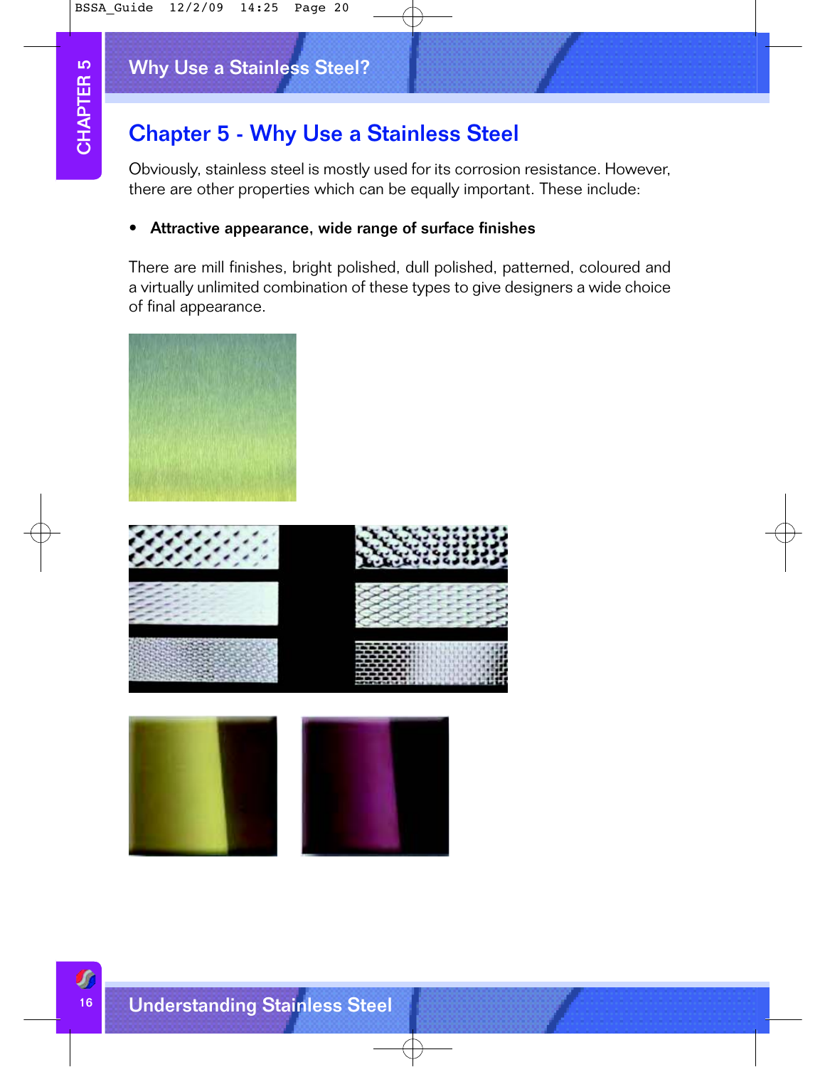# Chapter 5 - Why Use a Stainless Steel

Obviously, stainless steel is mostly used for its corrosion resistance. However, there are other properties which can be equally important. These include:

- **Attractive appearance, wide range of surface finishes**

There are mill finishes, bright polished, dull polished, patterned, coloured and a virtually unlimited combination of these types to give designers a wide choice of final appearance.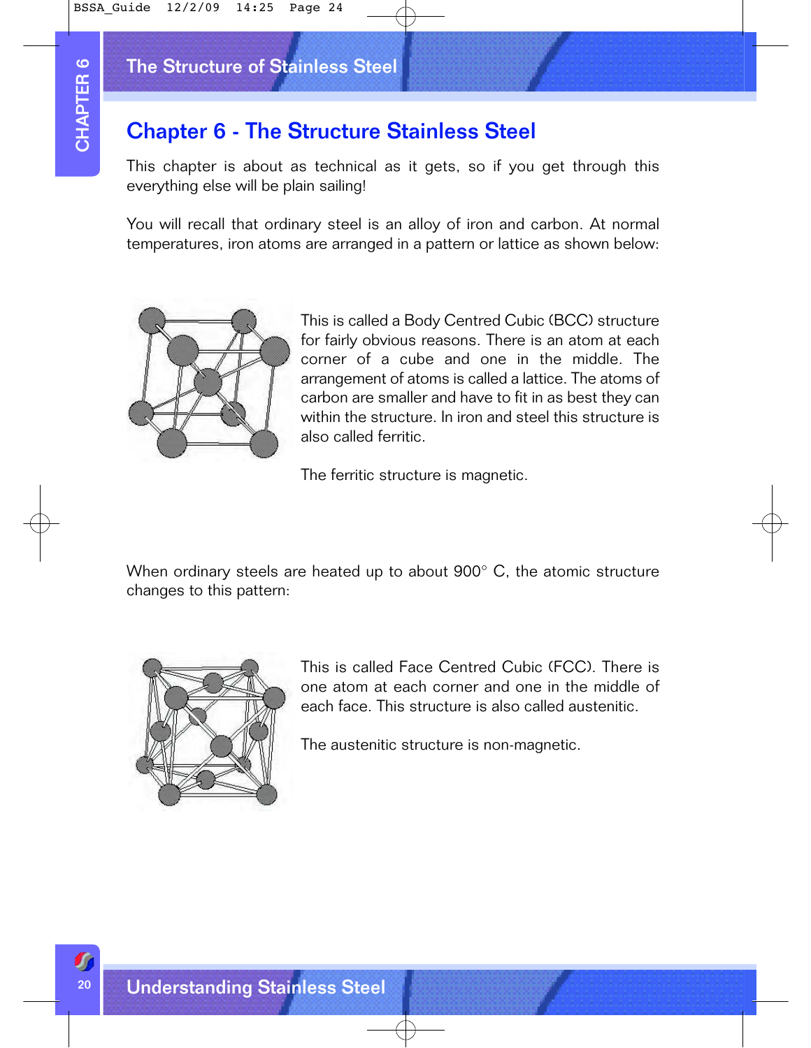# Chapter 6 - The Structure Stainless Steel

This chapter is about as technical as it gets, so if you get through this everything else will be plain sailing!

You will recall that ordinary steel is an alloy of iron and carbon. At normal temperatures, iron atoms are arranged in a pattern or lattice as shown below:

This is called a Body Centred Cubic (BCC) structure for fairly obvious reasons. There is an atom at each corner of a cube and one in the middle. The arrangement of atoms is called a lattice. The atoms of carbon are smaller and have to fit in as best they can within the structure. In iron and steel this structure is also called ferritic.

The ferritic structure is magnetic.

When ordinary steels are heated up to about 900° C, the atomic structure changes to this pattern:

This is called Face Centred Cubic (FCC). There is one atom at each corner and one in the middle of each face. This structure is also called austenitic.

The austenitic structure is non-magnetic.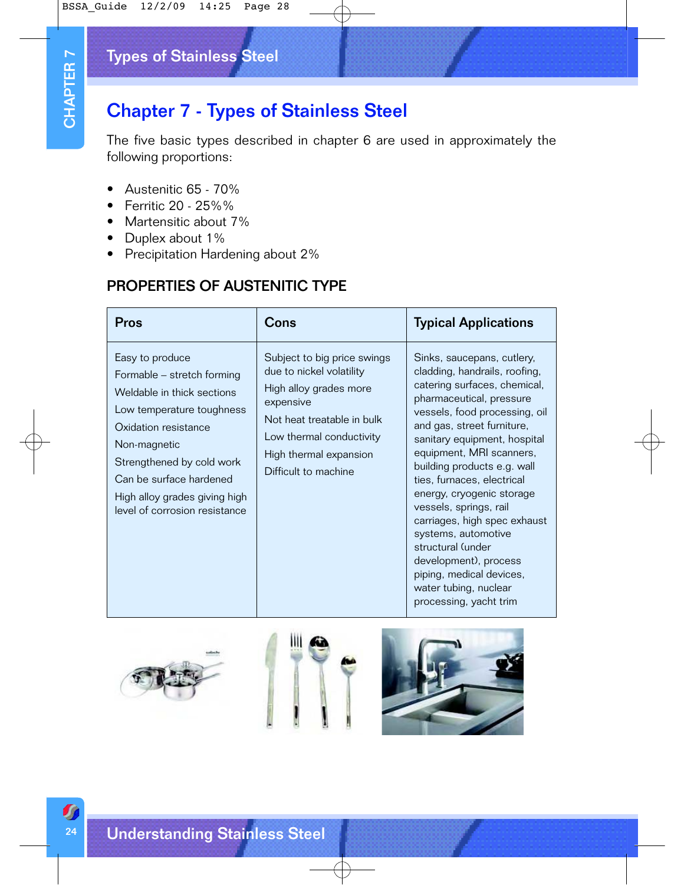# Chapter 7 - Types of Stainless Steel

The five basic types described in chapter 6 are used in approximately the following proportions:

- Austenitic 65 - 70%
- Ferritic 20 - 25%%
- Martensitic about 7%
- Duplex about 1%
- Precipitation Hardening about 2%

## PROPERTIES OF AUSTENITIC TYPE

| Pros | Cons | Typical Applications |
|---|---|---|
| Easy to produce<br>Formable – stretch forming<br>Weldable in thick sections<br>Low temperature toughness<br>Oxidation resistance<br>Non-magnetic<br>Strengthened by cold work<br>Can be surface hardened<br>High alloy grades giving high level of corrosion resistance | Subject to big price swings due to nickel volatility<br>High alloy grades more expensive<br>Not heat treatable in bulk<br>Low thermal conductivity<br>High thermal expansion<br>Difficult to machine | Sinks, saucepans, cutlery, cladding, handrails, roofing, catering surfaces, chemical, pharmaceutical, pressure vessels, food processing, oil and gas, street furniture, sanitary equipment, hospital equipment, MRI scanners, building products e.g. wall ties, furnaces, electrical energy, cryogenic storage vessels, springs, rail carriages, high spec exhaust systems, automotive structural (under development), process piping, medical devices, water tubing, nuclear processing, yacht trim |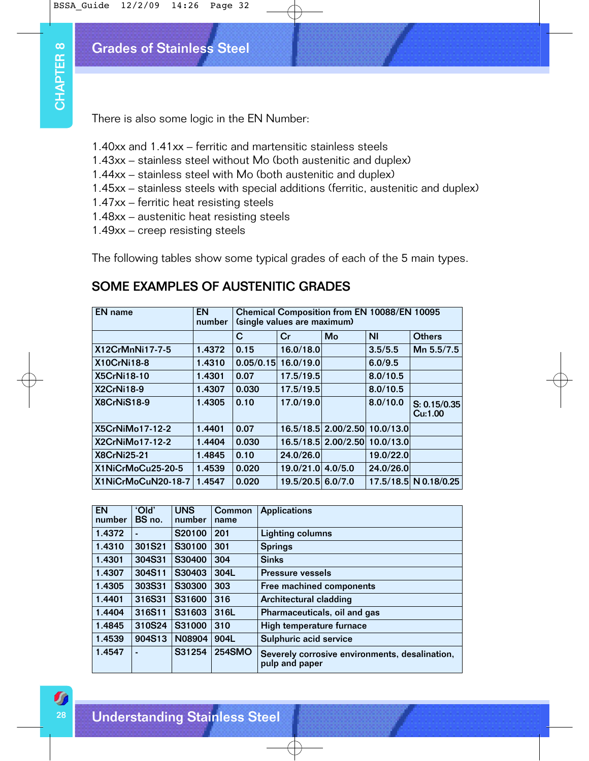## Grades of Stainless Steel

There is also some logic in the EN Number:

1.40xx and 1.41xx – ferritic and martensitic stainless steels
1.43xx – stainless steel without Mo (both austenitic and duplex)
1.44xx – stainless steel with Mo (both austenitic and duplex)
1.45xx – stainless steels with special additions (ferritic, austenitic and duplex)
1.47xx – ferritic heat resisting steels
1.48xx – austenitic heat resisting steels
1.49xx – creep resisting steels

The following tables show some typical grades of each of the 5 main types.

## SOME EXAMPLES OF AUSTENITIC GRADES

| EN name | EN number | Chemical Composition from EN 10088/EN 10095 (single values are maximum) | | | | |
|---|---|---|---|---|---|---|
| | | C | Cr | Mo | NI | Others |
| X12CrMnNi17-7-5 | 1.4372 | 0.15 | 16.0/18.0 | | 3.5/5.5 | Mn 5.5/7.5 |
| X10CrNi18-8 | 1.4310 | 0.05/0.15 | 16.0/19.0 | | 6.0/9.5 | |
| X5CrNi18-10 | 1.4301 | 0.07 | 17.5/19.5 | | 8.0/10.5 | |
| X2CrNi18-9 | 1.4307 | 0.030 | 17.5/19.5 | | 8.0/10.5 | |
| X8CrNiS18-9 | 1.4305 | 0.10 | 17.0/19.0 | | 8.0/10.0 | S: 0.15/0.35 Cu:1.00 |
| X5CrNiMo17-12-2 | 1.4401 | 0.07 | 16.5/18.5 | 2.00/2.50 | 10.0/13.0 | |
| X2CrNiMo17-12-2 | 1.4404 | 0.030 | 16.5/18.5 | 2.00/2.50 | 10.0/13.0 | |
| X8CrNi25-21 | 1.4845 | 0.10 | 24.0/26.0 | | 19.0/22.0 | |
| X1NiCrMoCu25-20-5 | 1.4539 | 0.020 | 19.0/21.0 | 4.0/5.0 | 24.0/26.0 | |
| X1NiCrMoCuN20-18-7 | 1.4547 | 0.020 | 19.5/20.5 | 6.0/7.0 | 17.5/18.5 | N 0.18/0.25 |

| EN number | 'Old' BS no. | UNS number | Common name | Applications |
|---|---|---|---|---|
| 1.4372 | - | S20100 | 201 | Lighting columns |
| 1.4310 | 301S21 | S30100 | 301 | Springs |
| 1.4301 | 304S31 | S30400 | 304 | Sinks |
| 1.4307 | 304S11 | S30403 | 304L | Pressure vessels |
| 1.4305 | 303S31 | S30300 | 303 | Free machined components |
| 1.4401 | 316S31 | S31600 | 316 | Architectural cladding |
| 1.4404 | 316S11 | S31603 | 316L | Pharmaceuticals, oil and gas |
| 1.4845 | 310S24 | S31000 | 310 | High temperature furnace |
| 1.4539 | 904S13 | N08904 | 904L | Sulphuric acid service |
| 1.4547 | - | S31254 | 254SMO | Severely corrosive environments, desalination, pulp and paper |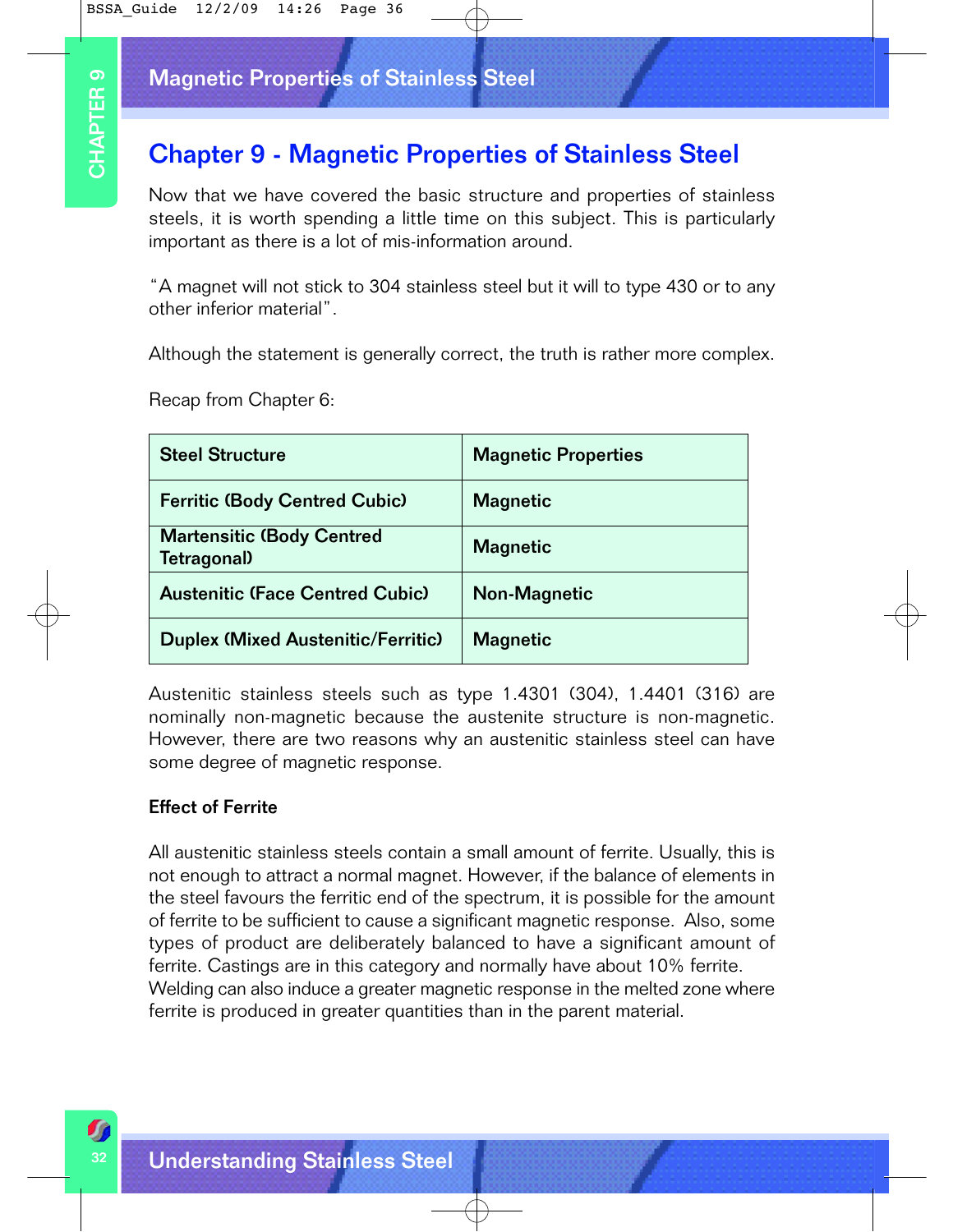# Chapter 9 - Magnetic Properties of Stainless Steel

Now that we have covered the basic structure and properties of stainless steels, it is worth spending a little time on this subject. This is particularly important as there is a lot of mis-information around.

"A magnet will not stick to 304 stainless steel but it will to type 430 or to any other inferior material".

Although the statement is generally correct, the truth is rather more complex.

Recap from Chapter 6:

| Steel Structure | Magnetic Properties |
|---|---|
| Ferritic (Body Centred Cubic) | Magnetic |
| Martensitic (Body Centred Tetragonal) | Magnetic |
| Austenitic (Face Centred Cubic) | Non-Magnetic |
| Duplex (Mixed Austenitic/Ferritic) | Magnetic |

Austenitic stainless steels such as type 1.4301 (304), 1.4401 (316) are nominally non-magnetic because the austenite structure is non-magnetic. However, there are two reasons why an austenitic stainless steel can have some degree of magnetic response.

**Effect of Ferrite**

All austenitic stainless steels contain a small amount of ferrite. Usually, this is not enough to attract a normal magnet. However, if the balance of elements in the steel favours the ferritic end of the spectrum, it is possible for the amount of ferrite to be sufficient to cause a significant magnetic response. Also, some types of product are deliberately balanced to have a significant amount of ferrite. Castings are in this category and normally have about 10% ferrite.
Welding can also induce a greater magnetic response in the melted zone where ferrite is produced in greater quantities than in the parent material.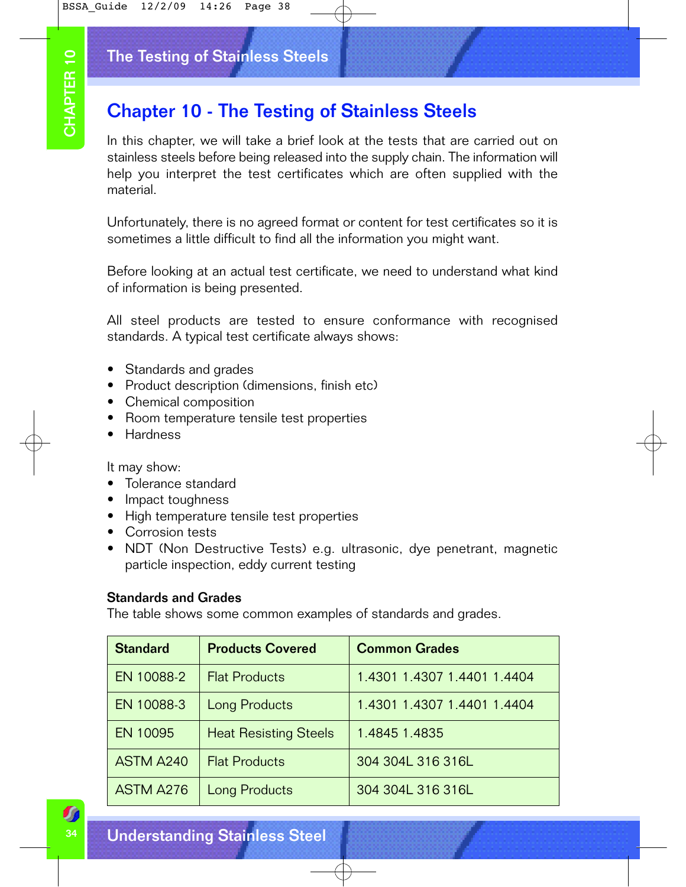# Chapter 10 - The Testing of Stainless Steels

In this chapter, we will take a brief look at the tests that are carried out on stainless steels before being released into the supply chain. The information will help you interpret the test certificates which are often supplied with the material.

Unfortunately, there is no agreed format or content for test certificates so it is sometimes a little difficult to find all the information you might want.

Before looking at an actual test certificate, we need to understand what kind of information is being presented.

All steel products are tested to ensure conformance with recognised standards. A typical test certificate always shows:

- Standards and grades
- Product description (dimensions, finish etc)
- Chemical composition
- Room temperature tensile test properties
- Hardness

It may show:

- Tolerance standard
- Impact toughness
- High temperature tensile test properties
- Corrosion tests
- NDT (Non Destructive Tests) e.g. ultrasonic, dye penetrant, magnetic particle inspection, eddy current testing

**Standards and Grades**

The table shows some common examples of standards and grades.

| Standard | Products Covered | Common Grades |
|---|---|---|
| EN 10088-2 | Flat Products | 1.4301 1.4307 1.4401 1.4404 |
| EN 10088-3 | Long Products | 1.4301 1.4307 1.4401 1.4404 |
| EN 10095 | Heat Resisting Steels | 1.4845 1.4835 |
| ASTM A240 | Flat Products | 304 304L 316 316L |
| ASTM A276 | Long Products | 304 304L 316 316L |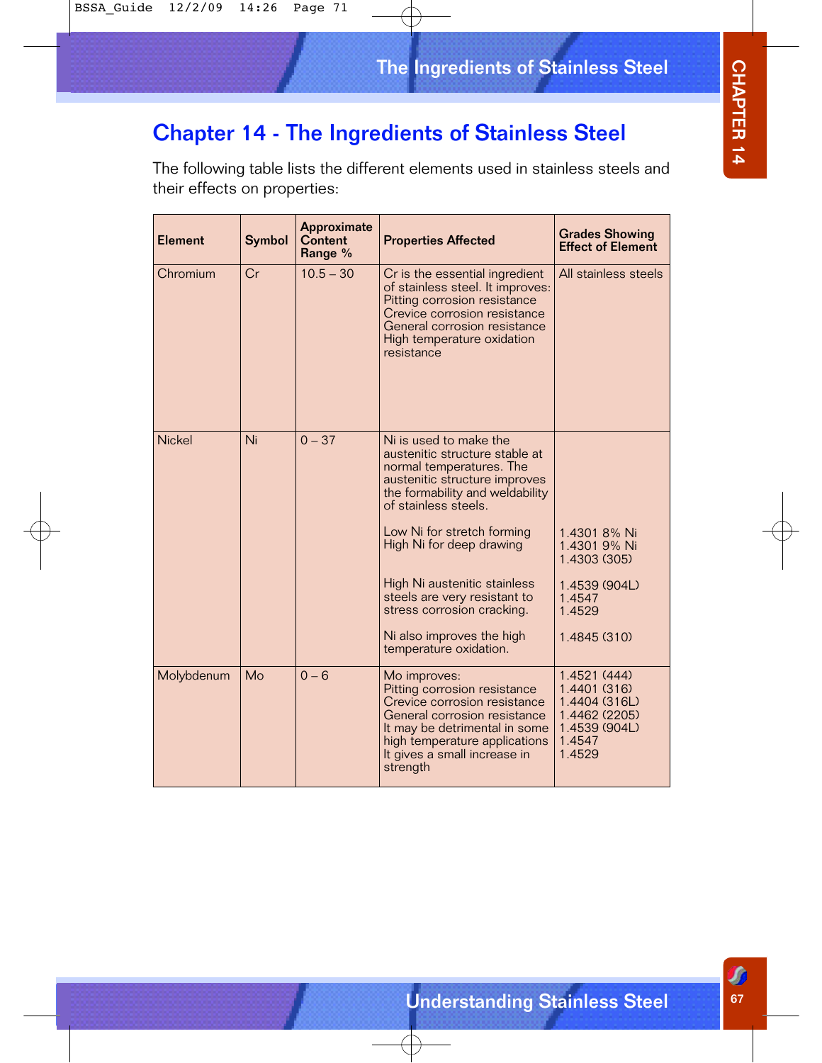# Chapter 14 - The Ingredients of Stainless Steel

The following table lists the different elements used in stainless steels and their effects on properties:

| Element | Symbol | Approximate Content Range % | Properties Affected | Grades Showing Effect of Element |
|---|---|---|---|---|
| Chromium | Cr | 10.5 – 30 | Cr is the essential ingredient of stainless steel. It improves:<br>Pitting corrosion resistance<br>Crevice corrosion resistance<br>General corrosion resistance<br>High temperature oxidation resistance | All stainless steels |
| Nickel | Ni | 0 – 37 | Ni is used to make the austenitic structure stable at normal temperatures. The austenitic structure improves the formability and weldability of stainless steels.<br><br>Low Ni for stretch forming<br>High Ni for deep drawing<br><br>High Ni austenitic stainless steels are very resistant to stress corrosion cracking.<br><br>Ni also improves the high temperature oxidation. | <br><br><br><br><br>1.4301 8% Ni<br>1.4301 9% Ni<br>1.4303 (305)<br><br>1.4539 (904L)<br>1.4547<br>1.4529<br><br>1.4845 (310) |
| Molybdenum | Mo | 0 – 6 | Mo improves:<br>Pitting corrosion resistance<br>Crevice corrosion resistance<br>General corrosion resistance<br>It may be detrimental in some high temperature applications<br>It gives a small increase in strength | 1.4521 (444)<br>1.4401 (316)<br>1.4404 (316L)<br>1.4462 (2205)<br>1.4539 (904L)<br>1.4547<br>1.4529 |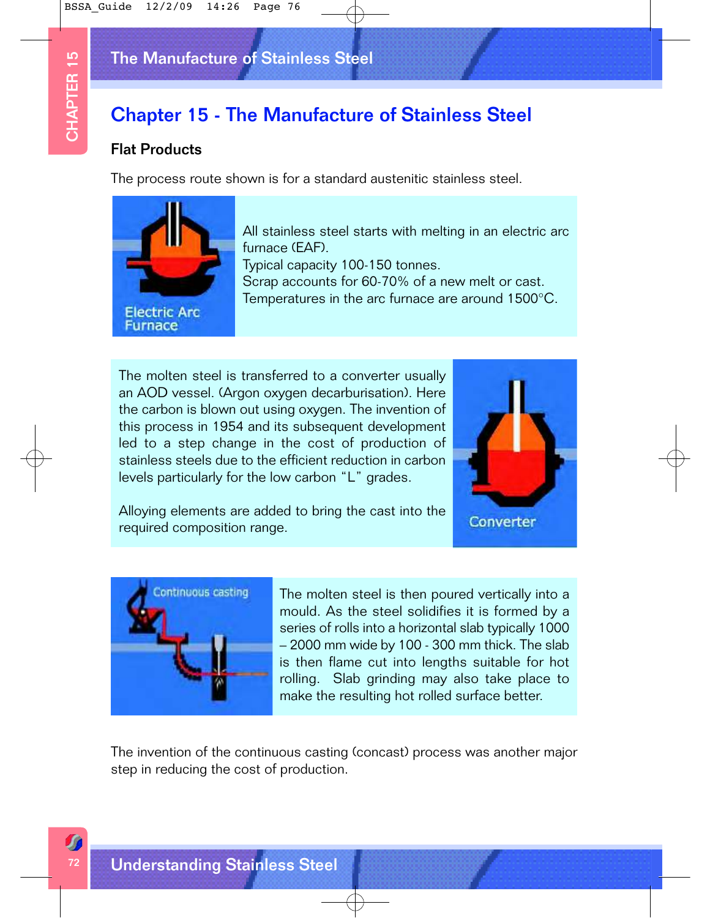# Chapter 15 - The Manufacture of Stainless Steel

## Flat Products

The process route shown is for a standard austenitic stainless steel.

Electric Arc Furnace

All stainless steel starts with melting in an electric arc furnace (EAF).
Typical capacity 100-150 tonnes.
Scrap accounts for 60-70% of a new melt or cast.
Temperatures in the arc furnace are around 1500°C.

The molten steel is transferred to a converter usually an AOD vessel. (Argon oxygen decarburisation). Here the carbon is blown out using oxygen. The invention of this process in 1954 and its subsequent development led to a step change in the cost of production of stainless steels due to the efficient reduction in carbon levels particularly for the low carbon "L" grades.

Alloying elements are added to bring the cast into the required composition range.

Converter

Continuous casting

The molten steel is then poured vertically into a mould. As the steel solidifies it is formed by a series of rolls into a horizontal slab typically 1000 – 2000 mm wide by 100 - 300 mm thick. The slab is then flame cut into lengths suitable for hot rolling. Slab grinding may also take place to make the resulting hot rolled surface better.

The invention of the continuous casting (concast) process was another major step in reducing the cost of production.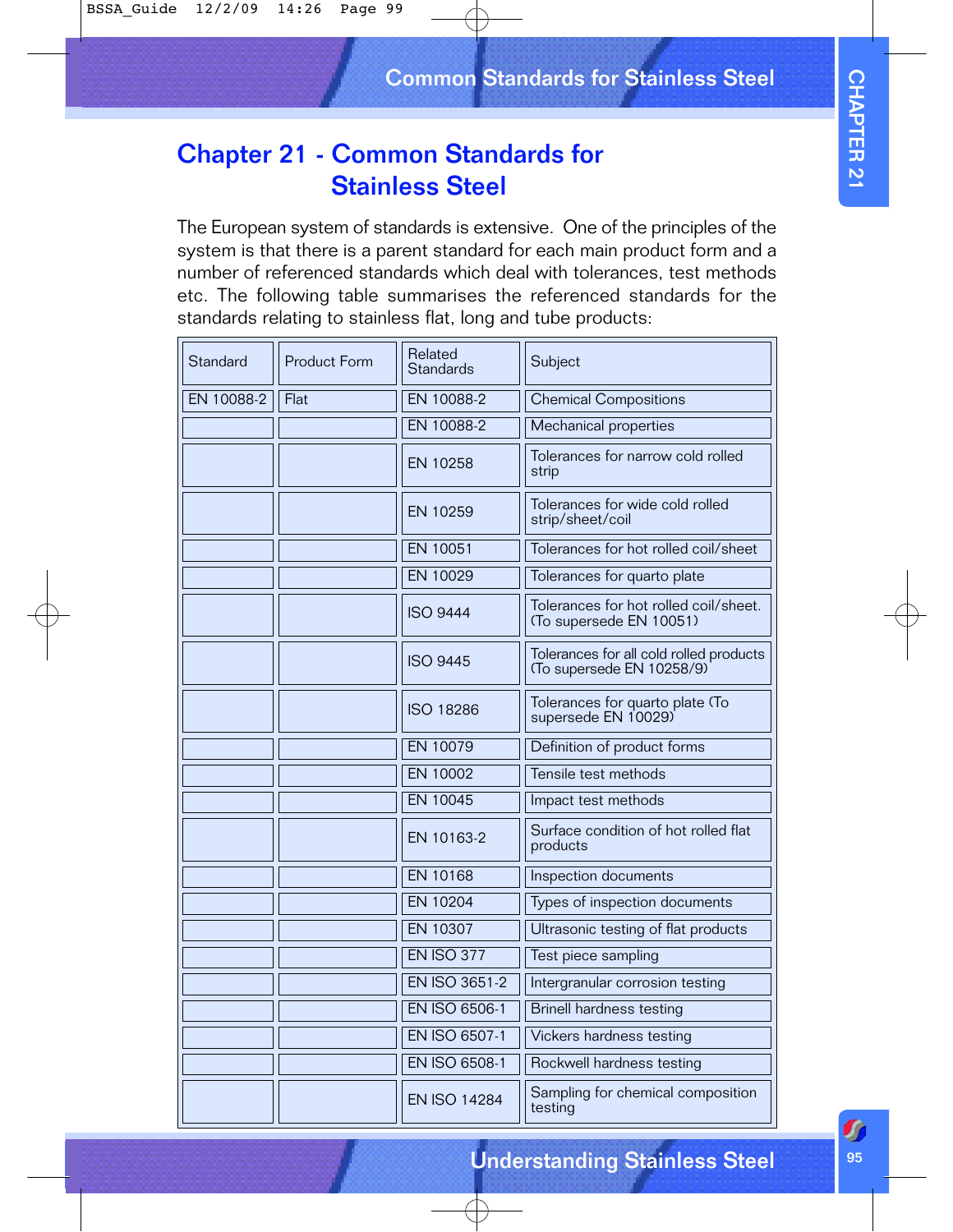# Chapter 21 - Common Standards for Stainless Steel

The European system of standards is extensive. One of the principles of the system is that there is a parent standard for each main product form and a number of referenced standards which deal with tolerances, test methods etc. The following table summarises the referenced standards for the standards relating to stainless flat, long and tube products:

| Standard | Product Form | Related Standards | Subject |
|---|---|---|---|
| EN 10088-2 | Flat | EN 10088-2 | Chemical Compositions |
| | | EN 10088-2 | Mechanical properties |
| | | EN 10258 | Tolerances for narrow cold rolled strip |
| | | EN 10259 | Tolerances for wide cold rolled strip/sheet/coil |
| | | EN 10051 | Tolerances for hot rolled coil/sheet |
| | | EN 10029 | Tolerances for quarto plate |
| | | ISO 9444 | Tolerances for hot rolled coil/sheet. (To supersede EN 10051) |
| | | ISO 9445 | Tolerances for all cold rolled products (To supersede EN 10258/9) |
| | | ISO 18286 | Tolerances for quarto plate (To supersede EN 10029) |
| | | EN 10079 | Definition of product forms |
| | | EN 10002 | Tensile test methods |
| | | EN 10045 | Impact test methods |
| | | EN 10163-2 | Surface condition of hot rolled flat products |
| | | EN 10168 | Inspection documents |
| | | EN 10204 | Types of inspection documents |
| | | EN 10307 | Ultrasonic testing of flat products |
| | | EN ISO 377 | Test piece sampling |
| | | EN ISO 3651-2 | Intergranular corrosion testing |
| | | EN ISO 6506-1 | Brinell hardness testing |
| | | EN ISO 6507-1 | Vickers hardness testing |
| | | EN ISO 6508-1 | Rockwell hardness testing |
| | | EN ISO 14284 | Sampling for chemical composition testing |